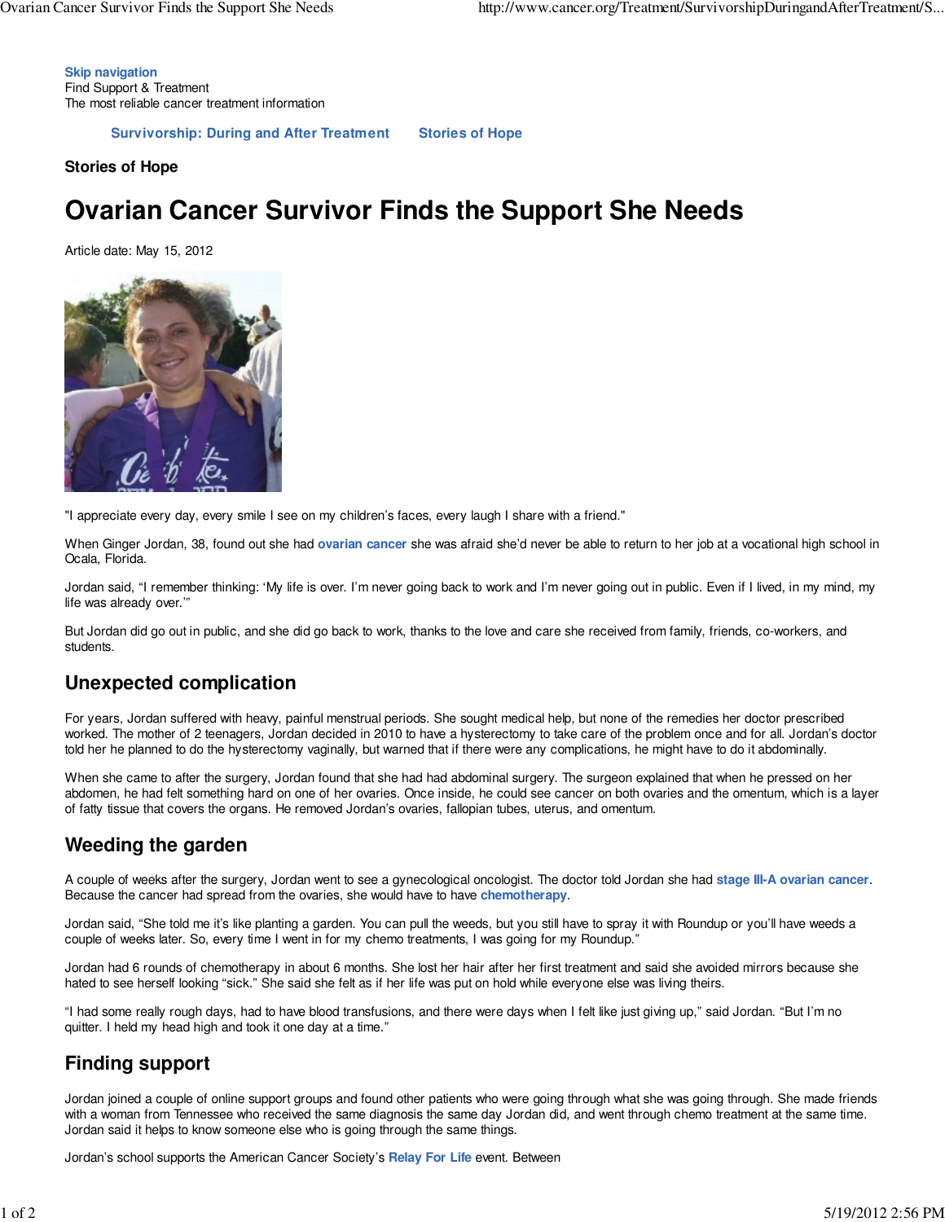Skip navigation
Find Support & Treatment
The most reliable cancer treatment information

Survivorship: During and After Treatment    Stories of Hope

**Stories of Hope**

# Ovarian Cancer Survivor Finds the Support She Needs

Article date: May 15, 2012

"I appreciate every day, every smile I see on my children's faces, every laugh I share with a friend."

When Ginger Jordan, 38, found out she had **ovarian cancer** she was afraid she'd never be able to return to her job at a vocational high school in Ocala, Florida.

Jordan said, "I remember thinking: 'My life is over. I'm never going back to work and I'm never going out in public. Even if I lived, in my mind, my life was already over.'"

But Jordan did go out in public, and she did go back to work, thanks to the love and care she received from family, friends, co-workers, and students.

## Unexpected complication

For years, Jordan suffered with heavy, painful menstrual periods. She sought medical help, but none of the remedies her doctor prescribed worked. The mother of 2 teenagers, Jordan decided in 2010 to have a hysterectomy to take care of the problem once and for all. Jordan's doctor told her he planned to do the hysterectomy vaginally, but warned that if there were any complications, he might have to do it abdominally.

When she came to after the surgery, Jordan found that she had had abdominal surgery. The surgeon explained that when he pressed on her abdomen, he had felt something hard on one of her ovaries. Once inside, he could see cancer on both ovaries and the omentum, which is a layer of fatty tissue that covers the organs. He removed Jordan's ovaries, fallopian tubes, uterus, and omentum.

## Weeding the garden

A couple of weeks after the surgery, Jordan went to see a gynecological oncologist. The doctor told Jordan she had **stage III-A ovarian cancer**. Because the cancer had spread from the ovaries, she would have to have **chemotherapy**.

Jordan said, "She told me it's like planting a garden. You can pull the weeds, but you still have to spray it with Roundup or you'll have weeds a couple of weeks later. So, every time I went in for my chemo treatments, I was going for my Roundup."

Jordan had 6 rounds of chemotherapy in about 6 months. She lost her hair after her first treatment and said she avoided mirrors because she hated to see herself looking "sick." She said she felt as if her life was put on hold while everyone else was living theirs.

"I had some really rough days, had to have blood transfusions, and there were days when I felt like just giving up," said Jordan. "But I'm no quitter. I held my head high and took it one day at a time."

## Finding support

Jordan joined a couple of online support groups and found other patients who were going through what she was going through. She made friends with a woman from Tennessee who received the same diagnosis the same day Jordan did, and went through chemo treatment at the same time. Jordan said it helps to know someone else who is going through the same things.

Jordan's school supports the American Cancer Society's **Relay For Life** event. Between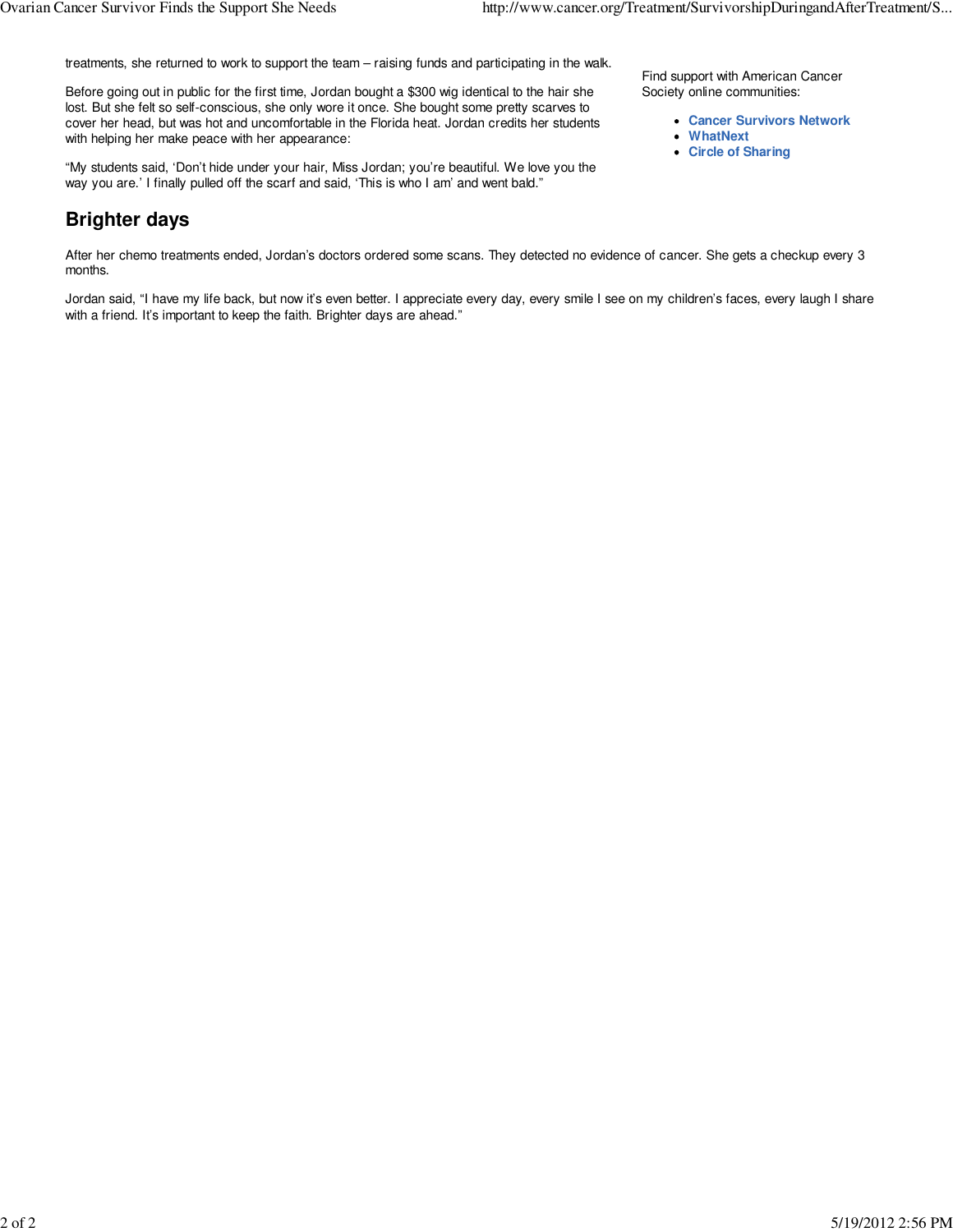treatments, she returned to work to support the team – raising funds and participating in the walk.

Before going out in public for the first time, Jordan bought a $300 wig identical to the hair she lost. But she felt so self-conscious, she only wore it once. She bought some pretty scarves to cover her head, but was hot and uncomfortable in the Florida heat. Jordan credits her students with helping her make peace with her appearance:

"My students said, 'Don't hide under your hair, Miss Jordan; you're beautiful. We love you the way you are.' I finally pulled off the scarf and said, 'This is who I am' and went bald."

Find support with American Cancer Society online communities:

- **Cancer Survivors Network**
- **WhatNext**
- **Circle of Sharing**

## Brighter days

After her chemo treatments ended, Jordan's doctors ordered some scans. They detected no evidence of cancer. She gets a checkup every 3 months.

Jordan said, "I have my life back, but now it's even better. I appreciate every day, every smile I see on my children's faces, every laugh I share with a friend. It's important to keep the faith. Brighter days are ahead."